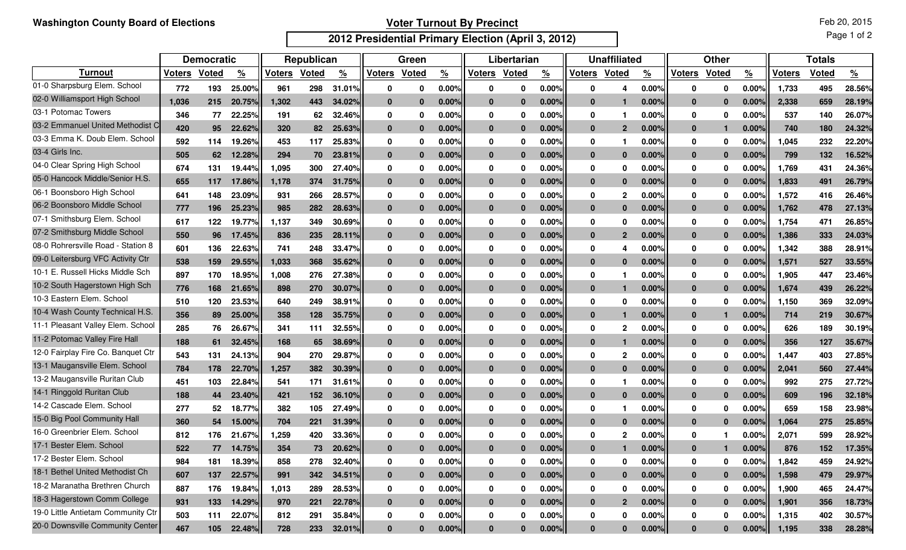Washington County Board of Elections

# Voter Turnout By Precinct

## 2012 Presidential Primary Election (April 3, 2012)

Feb 20, 2015

| Turnout | Democratic | | | Republican | | | Green | | | Libertarian | | | Unaffiliated | | | Other | | | Totals | | |
|---|---|---|---|---|---|---|---|---|---|---|---|---|---|---|---|---|---|---|---|---|---|
| | Voters | Voted | % | Voters | Voted | % | Voters | Voted | % | Voters | Voted | % | Voters | Voted | % | Voters | Voted | % | Voters | Voted | % |
| 01-0 Sharpsburg Elem. School | 772 | 193 | 25.00% | 961 | 298 | 31.01% | 0 | 0 | 0.00% | 0 | 0 | 0.00% | 0 | 4 | 0.00% | 0 | 0 | 0.00% | 1,733 | 495 | 28.56% |
| 02-0 Williamsport High School | 1,036 | 215 | 20.75% | 1,302 | 443 | 34.02% | 0 | 0 | 0.00% | 0 | 0 | 0.00% | 0 | 1 | 0.00% | 0 | 0 | 0.00% | 2,338 | 659 | 28.19% |
| 03-1 Potomac Towers | 346 | 77 | 22.25% | 191 | 62 | 32.46% | 0 | 0 | 0.00% | 0 | 0 | 0.00% | 0 | 1 | 0.00% | 0 | 0 | 0.00% | 537 | 140 | 26.07% |
| 03-2 Emmanuel United Methodist C | 420 | 95 | 22.62% | 320 | 82 | 25.63% | 0 | 0 | 0.00% | 0 | 0 | 0.00% | 0 | 2 | 0.00% | 0 | 1 | 0.00% | 740 | 180 | 24.32% |
| 03-3 Emma K. Doub Elem. School | 592 | 114 | 19.26% | 453 | 117 | 25.83% | 0 | 0 | 0.00% | 0 | 0 | 0.00% | 0 | 1 | 0.00% | 0 | 0 | 0.00% | 1,045 | 232 | 22.20% |
| 03-4 Girls Inc. | 505 | 62 | 12.28% | 294 | 70 | 23.81% | 0 | 0 | 0.00% | 0 | 0 | 0.00% | 0 | 0 | 0.00% | 0 | 0 | 0.00% | 799 | 132 | 16.52% |
| 04-0 Clear Spring High School | 674 | 131 | 19.44% | 1,095 | 300 | 27.40% | 0 | 0 | 0.00% | 0 | 0 | 0.00% | 0 | 0 | 0.00% | 0 | 0 | 0.00% | 1,769 | 431 | 24.36% |
| 05-0 Hancock Middle/Senior H.S. | 655 | 117 | 17.86% | 1,178 | 374 | 31.75% | 0 | 0 | 0.00% | 0 | 0 | 0.00% | 0 | 0 | 0.00% | 0 | 0 | 0.00% | 1,833 | 491 | 26.79% |
| 06-1 Boonsboro High School | 641 | 148 | 23.09% | 931 | 266 | 28.57% | 0 | 0 | 0.00% | 0 | 0 | 0.00% | 0 | 2 | 0.00% | 0 | 0 | 0.00% | 1,572 | 416 | 26.46% |
| 06-2 Boonsboro Middle School | 777 | 196 | 25.23% | 985 | 282 | 28.63% | 0 | 0 | 0.00% | 0 | 0 | 0.00% | 0 | 0 | 0.00% | 0 | 0 | 0.00% | 1,762 | 478 | 27.13% |
| 07-1 Smithsburg Elem. School | 617 | 122 | 19.77% | 1,137 | 349 | 30.69% | 0 | 0 | 0.00% | 0 | 0 | 0.00% | 0 | 0 | 0.00% | 0 | 0 | 0.00% | 1,754 | 471 | 26.85% |
| 07-2 Smithsburg Middle School | 550 | 96 | 17.45% | 836 | 235 | 28.11% | 0 | 0 | 0.00% | 0 | 0 | 0.00% | 0 | 2 | 0.00% | 0 | 0 | 0.00% | 1,386 | 333 | 24.03% |
| 08-0 Rohrersville Road - Station 8 | 601 | 136 | 22.63% | 741 | 248 | 33.47% | 0 | 0 | 0.00% | 0 | 0 | 0.00% | 0 | 4 | 0.00% | 0 | 0 | 0.00% | 1,342 | 388 | 28.91% |
| 09-0 Leitersburg VFC Activity Ctr | 538 | 159 | 29.55% | 1,033 | 368 | 35.62% | 0 | 0 | 0.00% | 0 | 0 | 0.00% | 0 | 0 | 0.00% | 0 | 0 | 0.00% | 1,571 | 527 | 33.55% |
| 10-1 E. Russell Hicks Middle Sch | 897 | 170 | 18.95% | 1,008 | 276 | 27.38% | 0 | 0 | 0.00% | 0 | 0 | 0.00% | 0 | 1 | 0.00% | 0 | 0 | 0.00% | 1,905 | 447 | 23.46% |
| 10-2 South Hagerstown High Sch | 776 | 168 | 21.65% | 898 | 270 | 30.07% | 0 | 0 | 0.00% | 0 | 0 | 0.00% | 0 | 1 | 0.00% | 0 | 0 | 0.00% | 1,674 | 439 | 26.22% |
| 10-3 Eastern Elem. School | 510 | 120 | 23.53% | 640 | 249 | 38.91% | 0 | 0 | 0.00% | 0 | 0 | 0.00% | 0 | 0 | 0.00% | 0 | 0 | 0.00% | 1,150 | 369 | 32.09% |
| 10-4 Wash County Technical H.S. | 356 | 89 | 25.00% | 358 | 128 | 35.75% | 0 | 0 | 0.00% | 0 | 0 | 0.00% | 0 | 1 | 0.00% | 0 | 1 | 0.00% | 714 | 219 | 30.67% |
| 11-1 Pleasant Valley Elem. School | 285 | 76 | 26.67% | 341 | 111 | 32.55% | 0 | 0 | 0.00% | 0 | 0 | 0.00% | 0 | 2 | 0.00% | 0 | 0 | 0.00% | 626 | 189 | 30.19% |
| 11-2 Potomac Valley Fire Hall | 188 | 61 | 32.45% | 168 | 65 | 38.69% | 0 | 0 | 0.00% | 0 | 0 | 0.00% | 0 | 1 | 0.00% | 0 | 0 | 0.00% | 356 | 127 | 35.67% |
| 12-0 Fairplay Fire Co. Banquet Ctr | 543 | 131 | 24.13% | 904 | 270 | 29.87% | 0 | 0 | 0.00% | 0 | 0 | 0.00% | 0 | 2 | 0.00% | 0 | 0 | 0.00% | 1,447 | 403 | 27.85% |
| 13-1 Maugansville Elem. School | 784 | 178 | 22.70% | 1,257 | 382 | 30.39% | 0 | 0 | 0.00% | 0 | 0 | 0.00% | 0 | 0 | 0.00% | 0 | 0 | 0.00% | 2,041 | 560 | 27.44% |
| 13-2 Maugansville Ruritan Club | 451 | 103 | 22.84% | 541 | 171 | 31.61% | 0 | 0 | 0.00% | 0 | 0 | 0.00% | 0 | 1 | 0.00% | 0 | 0 | 0.00% | 992 | 275 | 27.72% |
| 14-1 Ringgold Ruritan Club | 188 | 44 | 23.40% | 421 | 152 | 36.10% | 0 | 0 | 0.00% | 0 | 0 | 0.00% | 0 | 0 | 0.00% | 0 | 0 | 0.00% | 609 | 196 | 32.18% |
| 14-2 Cascade Elem. School | 277 | 52 | 18.77% | 382 | 105 | 27.49% | 0 | 0 | 0.00% | 0 | 0 | 0.00% | 0 | 1 | 0.00% | 0 | 0 | 0.00% | 659 | 158 | 23.98% |
| 15-0 Big Pool Community Hall | 360 | 54 | 15.00% | 704 | 221 | 31.39% | 0 | 0 | 0.00% | 0 | 0 | 0.00% | 0 | 0 | 0.00% | 0 | 0 | 0.00% | 1,064 | 275 | 25.85% |
| 16-0 Greenbrier Elem. School | 812 | 176 | 21.67% | 1,259 | 420 | 33.36% | 0 | 0 | 0.00% | 0 | 0 | 0.00% | 0 | 2 | 0.00% | 0 | 1 | 0.00% | 2,071 | 599 | 28.92% |
| 17-1 Bester Elem. School | 522 | 77 | 14.75% | 354 | 73 | 20.62% | 0 | 0 | 0.00% | 0 | 0 | 0.00% | 0 | 1 | 0.00% | 0 | 1 | 0.00% | 876 | 152 | 17.35% |
| 17-2 Bester Elem. School | 984 | 181 | 18.39% | 858 | 278 | 32.40% | 0 | 0 | 0.00% | 0 | 0 | 0.00% | 0 | 0 | 0.00% | 0 | 0 | 0.00% | 1,842 | 459 | 24.92% |
| 18-1 Bethel United Methodist Ch | 607 | 137 | 22.57% | 991 | 342 | 34.51% | 0 | 0 | 0.00% | 0 | 0 | 0.00% | 0 | 0 | 0.00% | 0 | 0 | 0.00% | 1,598 | 479 | 29.97% |
| 18-2 Maranatha Brethren Church | 887 | 176 | 19.84% | 1,013 | 289 | 28.53% | 0 | 0 | 0.00% | 0 | 0 | 0.00% | 0 | 0 | 0.00% | 0 | 0 | 0.00% | 1,900 | 465 | 24.47% |
| 18-3 Hagerstown Comm College | 931 | 133 | 14.29% | 970 | 221 | 22.78% | 0 | 0 | 0.00% | 0 | 0 | 0.00% | 0 | 2 | 0.00% | 0 | 0 | 0.00% | 1,901 | 356 | 18.73% |
| 19-0 Little Antietam Community Ctr | 503 | 111 | 22.07% | 812 | 291 | 35.84% | 0 | 0 | 0.00% | 0 | 0 | 0.00% | 0 | 0 | 0.00% | 0 | 0 | 0.00% | 1,315 | 402 | 30.57% |
| 20-0 Downsville Community Center | 467 | 105 | 22.48% | 728 | 233 | 32.01% | 0 | 0 | 0.00% | 0 | 0 | 0.00% | 0 | 0 | 0.00% | 0 | 0 | 0.00% | 1,195 | 338 | 28.28% |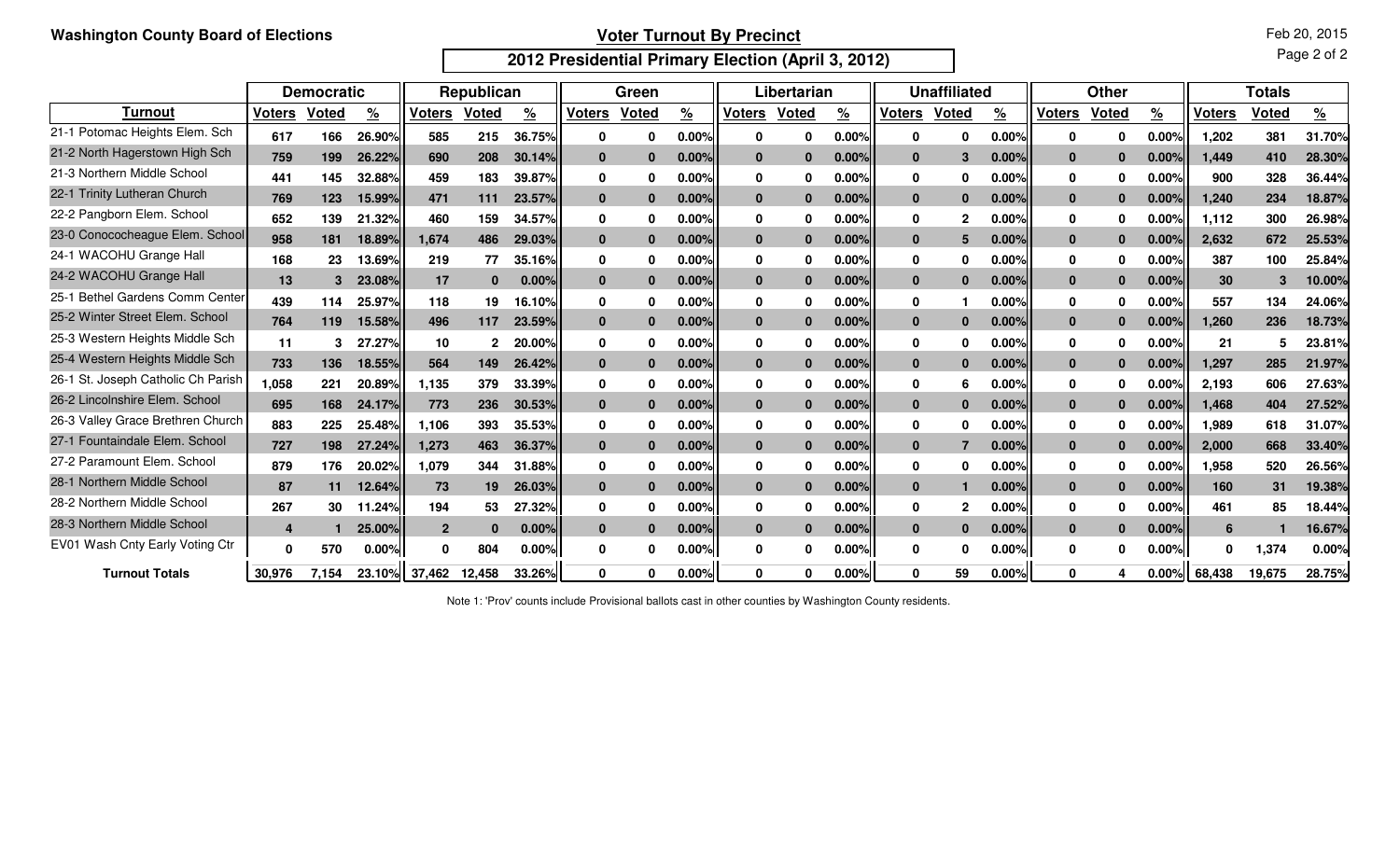**Washington County Board of Elections**

Feb 20, 2015

## Voter Turnout By Precinct

### 2012 Presidential Primary Election (April 3, 2012)

| | Democratic | | | Republican | | | Green | | | Libertarian | | | Unaffiliated | | | Other | | | Totals | | |
|---|---|---|---|---|---|---|---|---|---|---|---|---|---|---|---|---|---|---|---|---|---|
| **Turnout** | **Voters** | **Voted** | **%** | **Voters** | **Voted** | **%** | **Voters** | **Voted** | **%** | **Voters** | **Voted** | **%** | **Voters** | **Voted** | **%** | **Voters** | **Voted** | **%** | **Voters** | **Voted** | **%** |
| 21-1 Potomac Heights Elem. Sch | 617 | 166 | 26.90% | 585 | 215 | 36.75% | 0 | 0 | 0.00% | 0 | 0 | 0.00% | 0 | 0 | 0.00% | 0 | 0 | 0.00% | 1,202 | 381 | 31.70% |
| 21-2 North Hagerstown High Sch | 759 | 199 | 26.22% | 690 | 208 | 30.14% | 0 | 0 | 0.00% | 0 | 0 | 0.00% | 0 | 3 | 0.00% | 0 | 0 | 0.00% | 1,449 | 410 | 28.30% |
| 21-3 Northern Middle School | 441 | 145 | 32.88% | 459 | 183 | 39.87% | 0 | 0 | 0.00% | 0 | 0 | 0.00% | 0 | 0 | 0.00% | 0 | 0 | 0.00% | 900 | 328 | 36.44% |
| 22-1 Trinity Lutheran Church | 769 | 123 | 15.99% | 471 | 111 | 23.57% | 0 | 0 | 0.00% | 0 | 0 | 0.00% | 0 | 0 | 0.00% | 0 | 0 | 0.00% | 1,240 | 234 | 18.87% |
| 22-2 Pangborn Elem. School | 652 | 139 | 21.32% | 460 | 159 | 34.57% | 0 | 0 | 0.00% | 0 | 0 | 0.00% | 0 | 2 | 0.00% | 0 | 0 | 0.00% | 1,112 | 300 | 26.98% |
| 23-0 Conococheague Elem. School | 958 | 181 | 18.89% | 1,674 | 486 | 29.03% | 0 | 0 | 0.00% | 0 | 0 | 0.00% | 0 | 5 | 0.00% | 0 | 0 | 0.00% | 2,632 | 672 | 25.53% |
| 24-1 WACOHU Grange Hall | 168 | 23 | 13.69% | 219 | 77 | 35.16% | 0 | 0 | 0.00% | 0 | 0 | 0.00% | 0 | 0 | 0.00% | 0 | 0 | 0.00% | 387 | 100 | 25.84% |
| 24-2 WACOHU Grange Hall | 13 | 3 | 23.08% | 17 | 0 | 0.00% | 0 | 0 | 0.00% | 0 | 0 | 0.00% | 0 | 0 | 0.00% | 0 | 0 | 0.00% | 30 | 3 | 10.00% |
| 25-1 Bethel Gardens Comm Center | 439 | 114 | 25.97% | 118 | 19 | 16.10% | 0 | 0 | 0.00% | 0 | 0 | 0.00% | 0 | 1 | 0.00% | 0 | 0 | 0.00% | 557 | 134 | 24.06% |
| 25-2 Winter Street Elem. School | 764 | 119 | 15.58% | 496 | 117 | 23.59% | 0 | 0 | 0.00% | 0 | 0 | 0.00% | 0 | 0 | 0.00% | 0 | 0 | 0.00% | 1,260 | 236 | 18.73% |
| 25-3 Western Heights Middle Sch | 11 | 3 | 27.27% | 10 | 2 | 20.00% | 0 | 0 | 0.00% | 0 | 0 | 0.00% | 0 | 0 | 0.00% | 0 | 0 | 0.00% | 21 | 5 | 23.81% |
| 25-4 Western Heights Middle Sch | 733 | 136 | 18.55% | 564 | 149 | 26.42% | 0 | 0 | 0.00% | 0 | 0 | 0.00% | 0 | 0 | 0.00% | 0 | 0 | 0.00% | 1,297 | 285 | 21.97% |
| 26-1 St. Joseph Catholic Ch Parish | 1,058 | 221 | 20.89% | 1,135 | 379 | 33.39% | 0 | 0 | 0.00% | 0 | 0 | 0.00% | 0 | 6 | 0.00% | 0 | 0 | 0.00% | 2,193 | 606 | 27.63% |
| 26-2 Lincolnshire Elem. School | 695 | 168 | 24.17% | 773 | 236 | 30.53% | 0 | 0 | 0.00% | 0 | 0 | 0.00% | 0 | 0 | 0.00% | 0 | 0 | 0.00% | 1,468 | 404 | 27.52% |
| 26-3 Valley Grace Brethren Church | 883 | 225 | 25.48% | 1,106 | 393 | 35.53% | 0 | 0 | 0.00% | 0 | 0 | 0.00% | 0 | 0 | 0.00% | 0 | 0 | 0.00% | 1,989 | 618 | 31.07% |
| 27-1 Fountaindale Elem. School | 727 | 198 | 27.24% | 1,273 | 463 | 36.37% | 0 | 0 | 0.00% | 0 | 0 | 0.00% | 0 | 7 | 0.00% | 0 | 0 | 0.00% | 2,000 | 668 | 33.40% |
| 27-2 Paramount Elem. School | 879 | 176 | 20.02% | 1,079 | 344 | 31.88% | 0 | 0 | 0.00% | 0 | 0 | 0.00% | 0 | 0 | 0.00% | 0 | 0 | 0.00% | 1,958 | 520 | 26.56% |
| 28-1 Northern Middle School | 87 | 11 | 12.64% | 73 | 19 | 26.03% | 0 | 0 | 0.00% | 0 | 0 | 0.00% | 0 | 1 | 0.00% | 0 | 0 | 0.00% | 160 | 31 | 19.38% |
| 28-2 Northern Middle School | 267 | 30 | 11.24% | 194 | 53 | 27.32% | 0 | 0 | 0.00% | 0 | 0 | 0.00% | 0 | 2 | 0.00% | 0 | 0 | 0.00% | 461 | 85 | 18.44% |
| 28-3 Northern Middle School | 4 | 1 | 25.00% | 2 | 0 | 0.00% | 0 | 0 | 0.00% | 0 | 0 | 0.00% | 0 | 0 | 0.00% | 0 | 0 | 0.00% | 6 | 1 | 16.67% |
| EV01 Wash Cnty Early Voting Ctr | 0 | 570 | 0.00% | 0 | 804 | 0.00% | 0 | 0 | 0.00% | 0 | 0 | 0.00% | 0 | 0 | 0.00% | 0 | 0 | 0.00% | 0 | 1,374 | 0.00% |
| **Turnout Totals** | 30,976 | 7,154 | 23.10% | 37,462 | 12,458 | 33.26% | 0 | 0 | 0.00% | 0 | 0 | 0.00% | 0 | 59 | 0.00% | 0 | 4 | 0.00% | 68,438 | 19,675 | 28.75% |

Note 1: 'Prov' counts include Provisional ballots cast in other counties by Washington County residents.